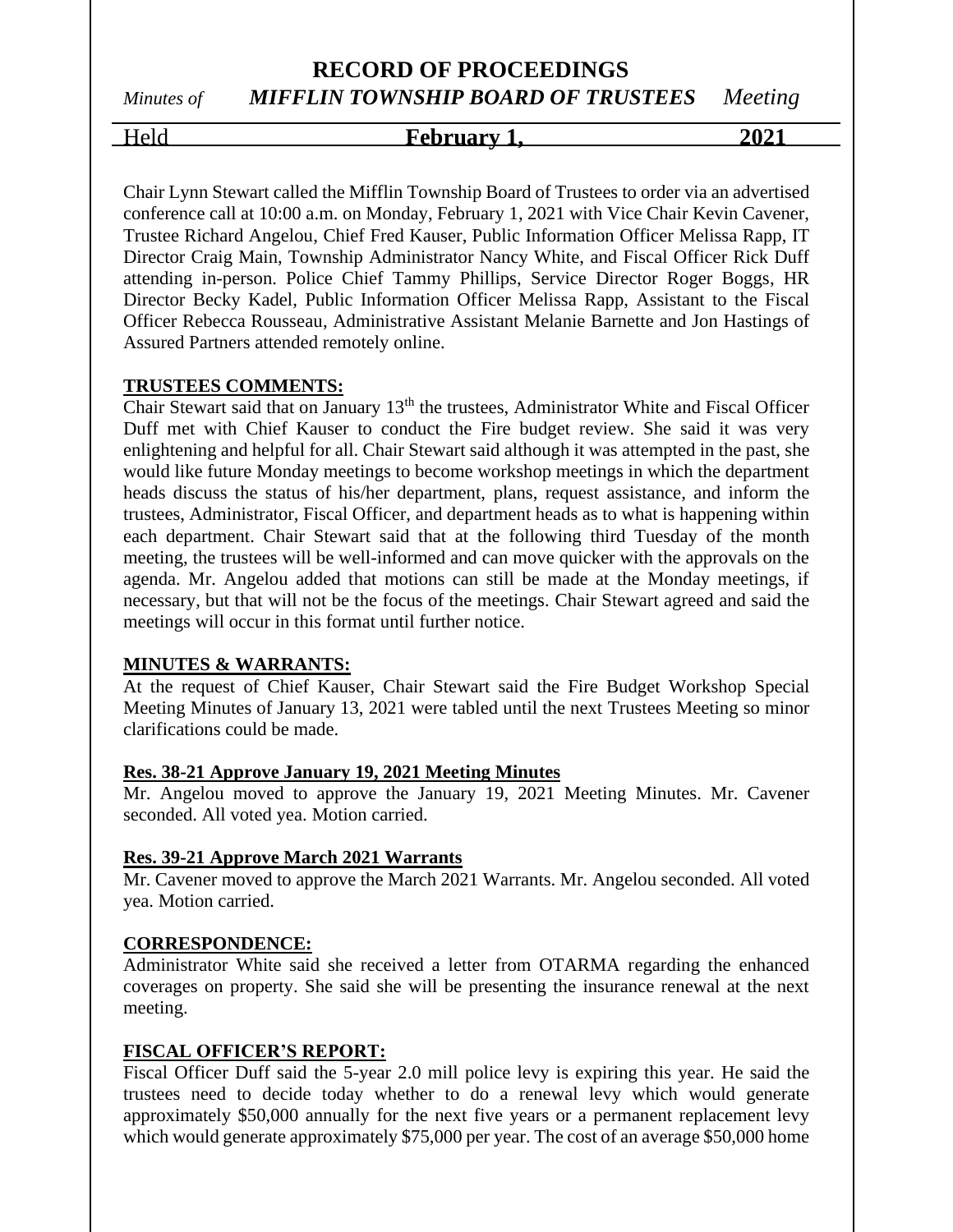# RECORD OF PROCEEDINGS

*Minutes of* ***MIFFLIN TOWNSHIP BOARD OF TRUSTEES*** *Meeting*

Held **February 1, 2021**

Chair Lynn Stewart called the Mifflin Township Board of Trustees to order via an advertised conference call at 10:00 a.m. on Monday, February 1, 2021 with Vice Chair Kevin Cavener, Trustee Richard Angelou, Chief Fred Kauser, Public Information Officer Melissa Rapp, IT Director Craig Main, Township Administrator Nancy White, and Fiscal Officer Rick Duff attending in-person. Police Chief Tammy Phillips, Service Director Roger Boggs, HR Director Becky Kadel, Public Information Officer Melissa Rapp, Assistant to the Fiscal Officer Rebecca Rousseau, Administrative Assistant Melanie Barnette and Jon Hastings of Assured Partners attended remotely online.

**TRUSTEES COMMENTS:**

Chair Stewart said that on January 13th the trustees, Administrator White and Fiscal Officer Duff met with Chief Kauser to conduct the Fire budget review. She said it was very enlightening and helpful for all. Chair Stewart said although it was attempted in the past, she would like future Monday meetings to become workshop meetings in which the department heads discuss the status of his/her department, plans, request assistance, and inform the trustees, Administrator, Fiscal Officer, and department heads as to what is happening within each department. Chair Stewart said that at the following third Tuesday of the month meeting, the trustees will be well-informed and can move quicker with the approvals on the agenda. Mr. Angelou added that motions can still be made at the Monday meetings, if necessary, but that will not be the focus of the meetings. Chair Stewart agreed and said the meetings will occur in this format until further notice.

**MINUTES & WARRANTS:**

At the request of Chief Kauser, Chair Stewart said the Fire Budget Workshop Special Meeting Minutes of January 13, 2021 were tabled until the next Trustees Meeting so minor clarifications could be made.

**Res. 38-21 Approve January 19, 2021 Meeting Minutes**

Mr. Angelou moved to approve the January 19, 2021 Meeting Minutes. Mr. Cavener seconded. All voted yea. Motion carried.

**Res. 39-21 Approve March 2021 Warrants**

Mr. Cavener moved to approve the March 2021 Warrants. Mr. Angelou seconded. All voted yea. Motion carried.

**CORRESPONDENCE:**

Administrator White said she received a letter from OTARMA regarding the enhanced coverages on property. She said she will be presenting the insurance renewal at the next meeting.

**FISCAL OFFICER'S REPORT:**

Fiscal Officer Duff said the 5-year 2.0 mill police levy is expiring this year. He said the trustees need to decide today whether to do a renewal levy which would generate approximately $50,000 annually for the next five years or a permanent replacement levy which would generate approximately $75,000 per year. The cost of an average $50,000 home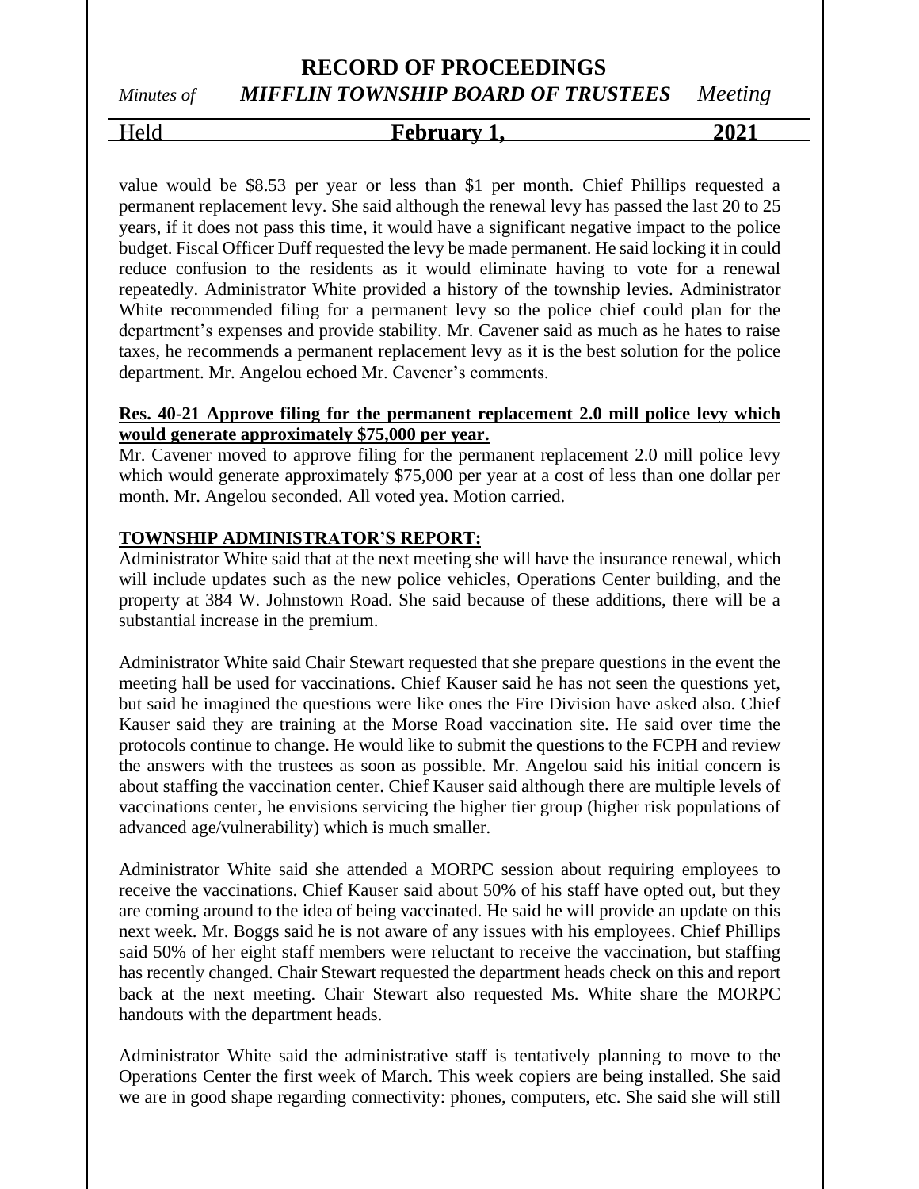value would be $8.53 per year or less than $1 per month. Chief Phillips requested a permanent replacement levy. She said although the renewal levy has passed the last 20 to 25 years, if it does not pass this time, it would have a significant negative impact to the police budget. Fiscal Officer Duff requested the levy be made permanent. He said locking it in could reduce confusion to the residents as it would eliminate having to vote for a renewal repeatedly. Administrator White provided a history of the township levies. Administrator White recommended filing for a permanent levy so the police chief could plan for the department's expenses and provide stability. Mr. Cavener said as much as he hates to raise taxes, he recommends a permanent replacement levy as it is the best solution for the police department. Mr. Angelou echoed Mr. Cavener's comments.

**Res. 40-21 Approve filing for the permanent replacement 2.0 mill police levy which would generate approximately $75,000 per year.**

Mr. Cavener moved to approve filing for the permanent replacement 2.0 mill police levy which would generate approximately $75,000 per year at a cost of less than one dollar per month. Mr. Angelou seconded. All voted yea. Motion carried.

**TOWNSHIP ADMINISTRATOR'S REPORT:**

Administrator White said that at the next meeting she will have the insurance renewal, which will include updates such as the new police vehicles, Operations Center building, and the property at 384 W. Johnstown Road. She said because of these additions, there will be a substantial increase in the premium.

Administrator White said Chair Stewart requested that she prepare questions in the event the meeting hall be used for vaccinations. Chief Kauser said he has not seen the questions yet, but said he imagined the questions were like ones the Fire Division have asked also. Chief Kauser said they are training at the Morse Road vaccination site. He said over time the protocols continue to change. He would like to submit the questions to the FCPH and review the answers with the trustees as soon as possible. Mr. Angelou said his initial concern is about staffing the vaccination center. Chief Kauser said although there are multiple levels of vaccinations center, he envisions servicing the higher tier group (higher risk populations of advanced age/vulnerability) which is much smaller.

Administrator White said she attended a MORPC session about requiring employees to receive the vaccinations. Chief Kauser said about 50% of his staff have opted out, but they are coming around to the idea of being vaccinated. He said he will provide an update on this next week. Mr. Boggs said he is not aware of any issues with his employees. Chief Phillips said 50% of her eight staff members were reluctant to receive the vaccination, but staffing has recently changed. Chair Stewart requested the department heads check on this and report back at the next meeting. Chair Stewart also requested Ms. White share the MORPC handouts with the department heads.

Administrator White said the administrative staff is tentatively planning to move to the Operations Center the first week of March. This week copiers are being installed. She said we are in good shape regarding connectivity: phones, computers, etc. She said she will still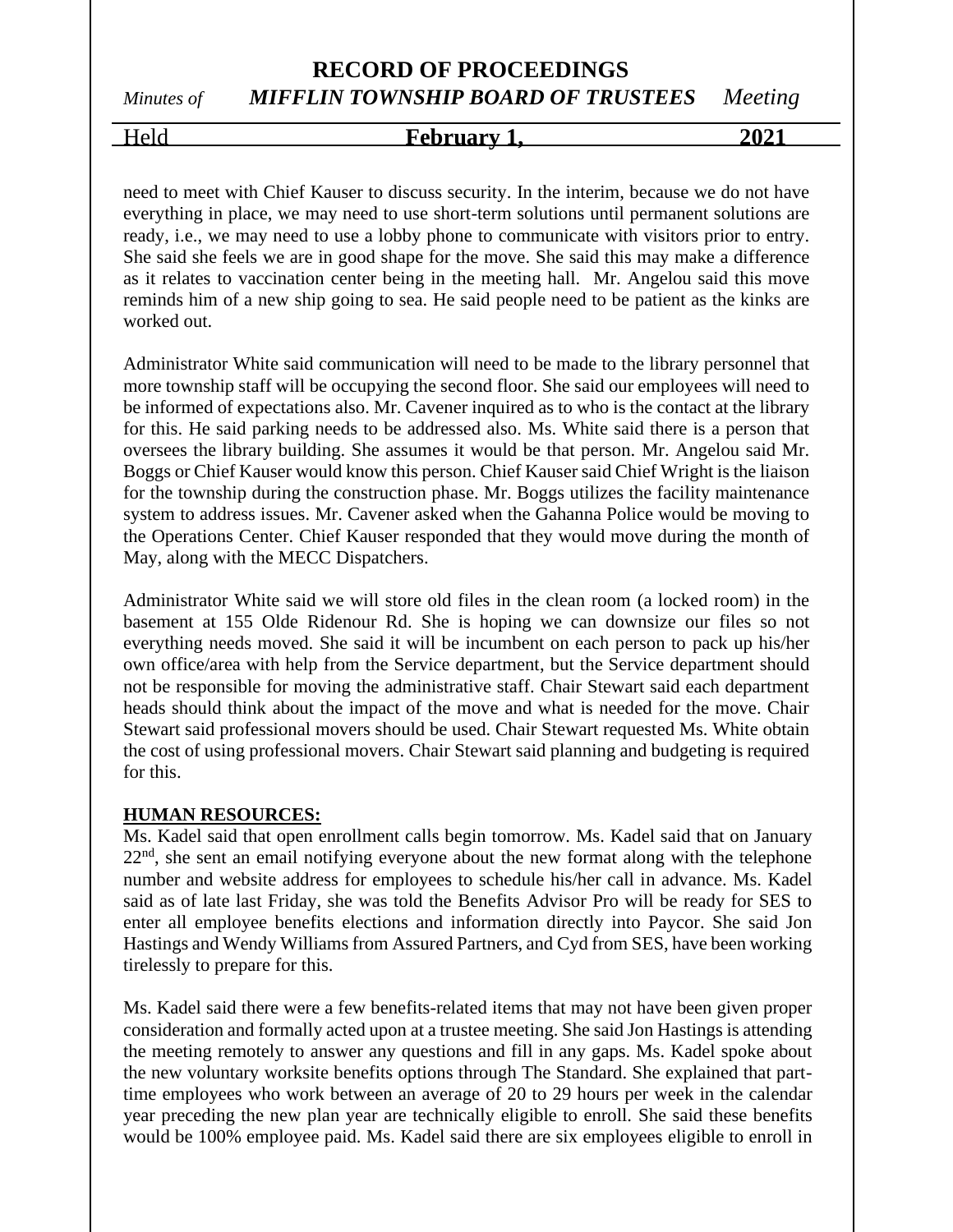need to meet with Chief Kauser to discuss security. In the interim, because we do not have everything in place, we may need to use short-term solutions until permanent solutions are ready, i.e., we may need to use a lobby phone to communicate with visitors prior to entry. She said she feels we are in good shape for the move. She said this may make a difference as it relates to vaccination center being in the meeting hall. Mr. Angelou said this move reminds him of a new ship going to sea. He said people need to be patient as the kinks are worked out.

Administrator White said communication will need to be made to the library personnel that more township staff will be occupying the second floor. She said our employees will need to be informed of expectations also. Mr. Cavener inquired as to who is the contact at the library for this. He said parking needs to be addressed also. Ms. White said there is a person that oversees the library building. She assumes it would be that person. Mr. Angelou said Mr. Boggs or Chief Kauser would know this person. Chief Kauser said Chief Wright is the liaison for the township during the construction phase. Mr. Boggs utilizes the facility maintenance system to address issues. Mr. Cavener asked when the Gahanna Police would be moving to the Operations Center. Chief Kauser responded that they would move during the month of May, along with the MECC Dispatchers.

Administrator White said we will store old files in the clean room (a locked room) in the basement at 155 Olde Ridenour Rd. She is hoping we can downsize our files so not everything needs moved. She said it will be incumbent on each person to pack up his/her own office/area with help from the Service department, but the Service department should not be responsible for moving the administrative staff. Chair Stewart said each department heads should think about the impact of the move and what is needed for the move. Chair Stewart said professional movers should be used. Chair Stewart requested Ms. White obtain the cost of using professional movers. Chair Stewart said planning and budgeting is required for this.

**HUMAN RESOURCES:**

Ms. Kadel said that open enrollment calls begin tomorrow. Ms. Kadel said that on January 22nd, she sent an email notifying everyone about the new format along with the telephone number and website address for employees to schedule his/her call in advance. Ms. Kadel said as of late last Friday, she was told the Benefits Advisor Pro will be ready for SES to enter all employee benefits elections and information directly into Paycor. She said Jon Hastings and Wendy Williams from Assured Partners, and Cyd from SES, have been working tirelessly to prepare for this.

Ms. Kadel said there were a few benefits-related items that may not have been given proper consideration and formally acted upon at a trustee meeting. She said Jon Hastings is attending the meeting remotely to answer any questions and fill in any gaps. Ms. Kadel spoke about the new voluntary worksite benefits options through The Standard. She explained that part-time employees who work between an average of 20 to 29 hours per week in the calendar year preceding the new plan year are technically eligible to enroll. She said these benefits would be 100% employee paid. Ms. Kadel said there are six employees eligible to enroll in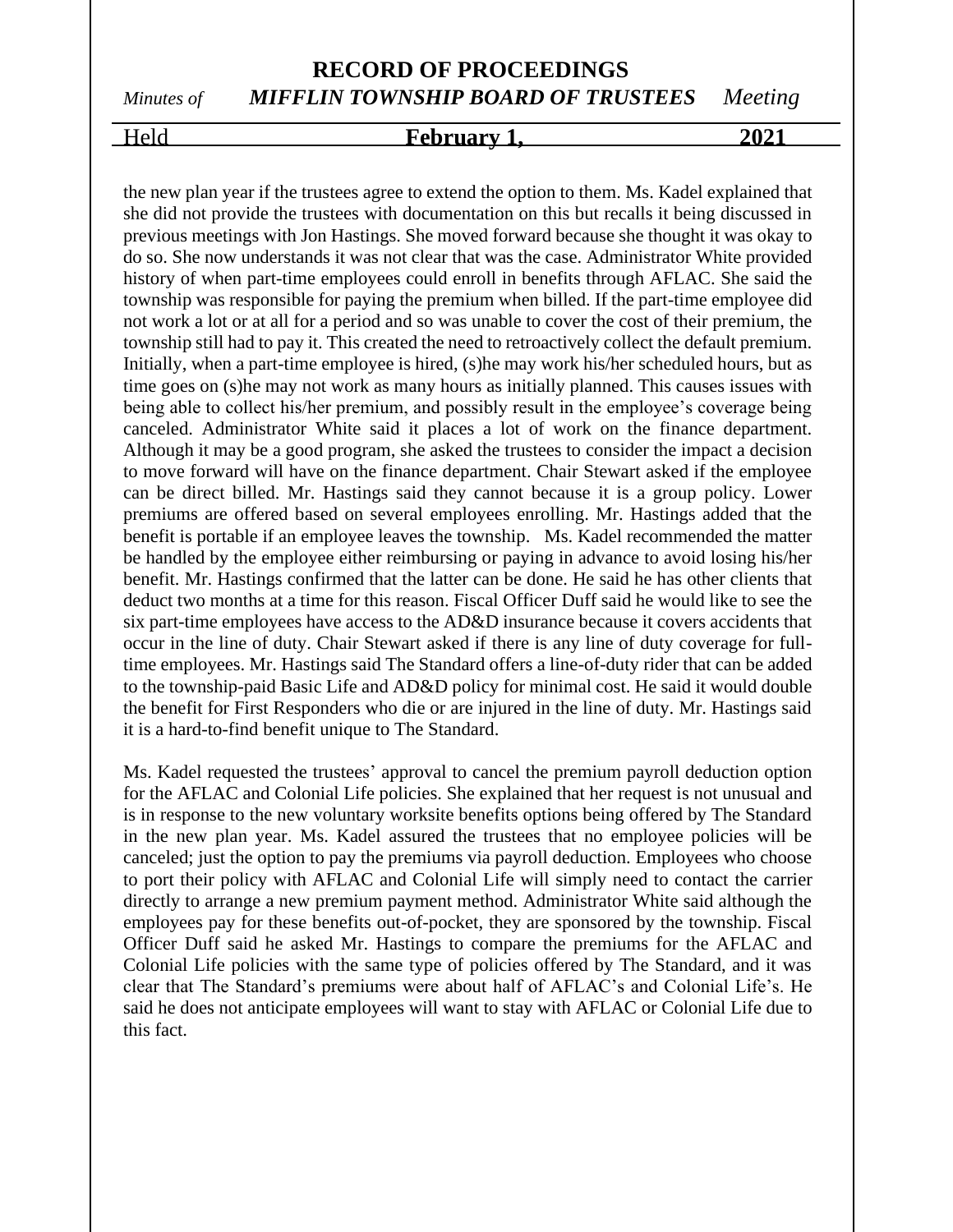the new plan year if the trustees agree to extend the option to them. Ms. Kadel explained that she did not provide the trustees with documentation on this but recalls it being discussed in previous meetings with Jon Hastings. She moved forward because she thought it was okay to do so. She now understands it was not clear that was the case. Administrator White provided history of when part-time employees could enroll in benefits through AFLAC. She said the township was responsible for paying the premium when billed. If the part-time employee did not work a lot or at all for a period and so was unable to cover the cost of their premium, the township still had to pay it. This created the need to retroactively collect the default premium. Initially, when a part-time employee is hired, (s)he may work his/her scheduled hours, but as time goes on (s)he may not work as many hours as initially planned. This causes issues with being able to collect his/her premium, and possibly result in the employee's coverage being canceled. Administrator White said it places a lot of work on the finance department. Although it may be a good program, she asked the trustees to consider the impact a decision to move forward will have on the finance department. Chair Stewart asked if the employee can be direct billed. Mr. Hastings said they cannot because it is a group policy. Lower premiums are offered based on several employees enrolling. Mr. Hastings added that the benefit is portable if an employee leaves the township. Ms. Kadel recommended the matter be handled by the employee either reimbursing or paying in advance to avoid losing his/her benefit. Mr. Hastings confirmed that the latter can be done. He said he has other clients that deduct two months at a time for this reason. Fiscal Officer Duff said he would like to see the six part-time employees have access to the AD&D insurance because it covers accidents that occur in the line of duty. Chair Stewart asked if there is any line of duty coverage for full-time employees. Mr. Hastings said The Standard offers a line-of-duty rider that can be added to the township-paid Basic Life and AD&D policy for minimal cost. He said it would double the benefit for First Responders who die or are injured in the line of duty. Mr. Hastings said it is a hard-to-find benefit unique to The Standard.

Ms. Kadel requested the trustees' approval to cancel the premium payroll deduction option for the AFLAC and Colonial Life policies. She explained that her request is not unusual and is in response to the new voluntary worksite benefits options being offered by The Standard in the new plan year. Ms. Kadel assured the trustees that no employee policies will be canceled; just the option to pay the premiums via payroll deduction. Employees who choose to port their policy with AFLAC and Colonial Life will simply need to contact the carrier directly to arrange a new premium payment method. Administrator White said although the employees pay for these benefits out-of-pocket, they are sponsored by the township. Fiscal Officer Duff said he asked Mr. Hastings to compare the premiums for the AFLAC and Colonial Life policies with the same type of policies offered by The Standard, and it was clear that The Standard's premiums were about half of AFLAC's and Colonial Life's. He said he does not anticipate employees will want to stay with AFLAC or Colonial Life due to this fact.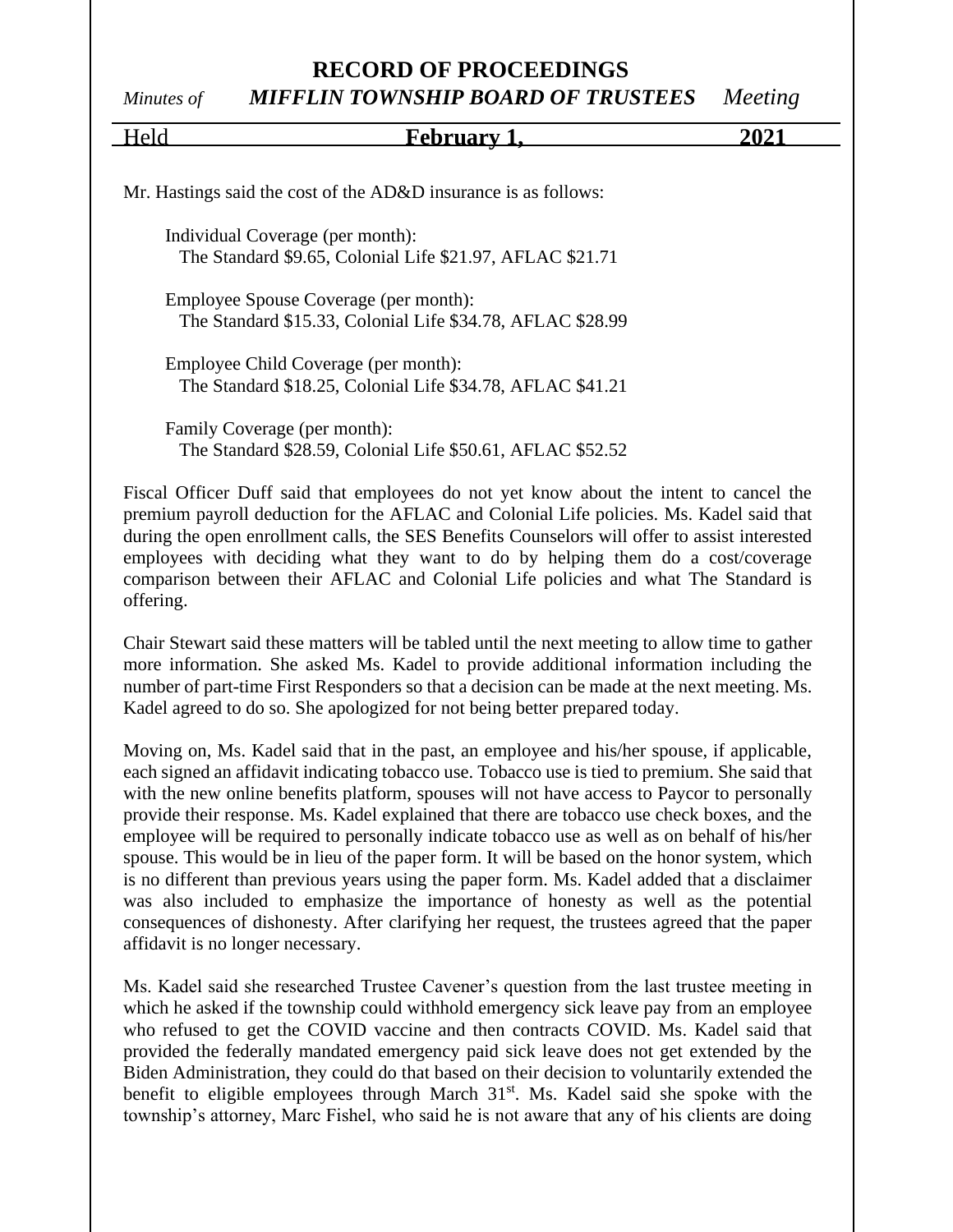Mr. Hastings said the cost of the AD&D insurance is as follows:

Individual Coverage (per month):
The Standard $9.65, Colonial Life $21.97, AFLAC $21.71

Employee Spouse Coverage (per month):
The Standard $15.33, Colonial Life $34.78, AFLAC $28.99

Employee Child Coverage (per month):
The Standard $18.25, Colonial Life $34.78, AFLAC $41.21

Family Coverage (per month):
The Standard $28.59, Colonial Life $50.61, AFLAC $52.52

Fiscal Officer Duff said that employees do not yet know about the intent to cancel the premium payroll deduction for the AFLAC and Colonial Life policies. Ms. Kadel said that during the open enrollment calls, the SES Benefits Counselors will offer to assist interested employees with deciding what they want to do by helping them do a cost/coverage comparison between their AFLAC and Colonial Life policies and what The Standard is offering.

Chair Stewart said these matters will be tabled until the next meeting to allow time to gather more information. She asked Ms. Kadel to provide additional information including the number of part-time First Responders so that a decision can be made at the next meeting. Ms. Kadel agreed to do so. She apologized for not being better prepared today.

Moving on, Ms. Kadel said that in the past, an employee and his/her spouse, if applicable, each signed an affidavit indicating tobacco use. Tobacco use is tied to premium. She said that with the new online benefits platform, spouses will not have access to Paycor to personally provide their response. Ms. Kadel explained that there are tobacco use check boxes, and the employee will be required to personally indicate tobacco use as well as on behalf of his/her spouse. This would be in lieu of the paper form. It will be based on the honor system, which is no different than previous years using the paper form. Ms. Kadel added that a disclaimer was also included to emphasize the importance of honesty as well as the potential consequences of dishonesty. After clarifying her request, the trustees agreed that the paper affidavit is no longer necessary.

Ms. Kadel said she researched Trustee Cavener's question from the last trustee meeting in which he asked if the township could withhold emergency sick leave pay from an employee who refused to get the COVID vaccine and then contracts COVID. Ms. Kadel said that provided the federally mandated emergency paid sick leave does not get extended by the Biden Administration, they could do that based on their decision to voluntarily extended the benefit to eligible employees through March 31st. Ms. Kadel said she spoke with the township's attorney, Marc Fishel, who said he is not aware that any of his clients are doing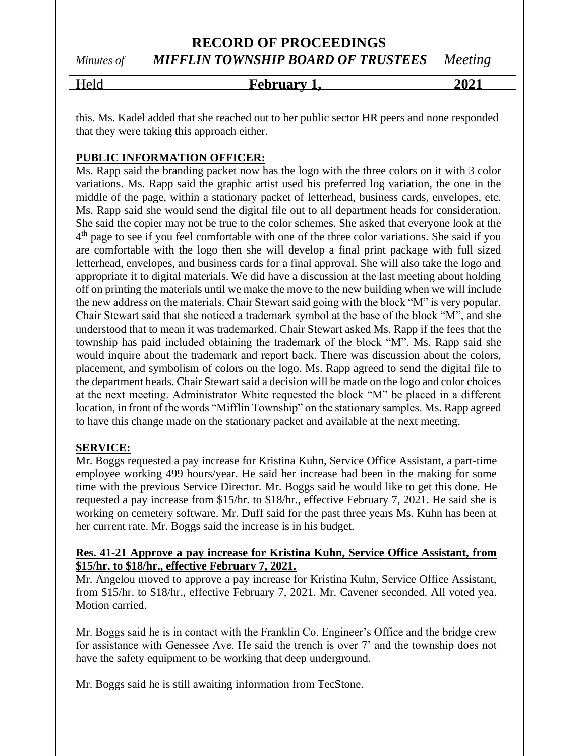this. Ms. Kadel added that she reached out to her public sector HR peers and none responded that they were taking this approach either.

**PUBLIC INFORMATION OFFICER:**

Ms. Rapp said the branding packet now has the logo with the three colors on it with 3 color variations. Ms. Rapp said the graphic artist used his preferred log variation, the one in the middle of the page, within a stationary packet of letterhead, business cards, envelopes, etc. Ms. Rapp said she would send the digital file out to all department heads for consideration. She said the copier may not be true to the color schemes. She asked that everyone look at the 4th page to see if you feel comfortable with one of the three color variations. She said if you are comfortable with the logo then she will develop a final print package with full sized letterhead, envelopes, and business cards for a final approval. She will also take the logo and appropriate it to digital materials. We did have a discussion at the last meeting about holding off on printing the materials until we make the move to the new building when we will include the new address on the materials. Chair Stewart said going with the block "M" is very popular. Chair Stewart said that she noticed a trademark symbol at the base of the block "M", and she understood that to mean it was trademarked. Chair Stewart asked Ms. Rapp if the fees that the township has paid included obtaining the trademark of the block "M". Ms. Rapp said she would inquire about the trademark and report back. There was discussion about the colors, placement, and symbolism of colors on the logo. Ms. Rapp agreed to send the digital file to the department heads. Chair Stewart said a decision will be made on the logo and color choices at the next meeting. Administrator White requested the block "M" be placed in a different location, in front of the words "Mifflin Township" on the stationary samples. Ms. Rapp agreed to have this change made on the stationary packet and available at the next meeting.

**SERVICE:**

Mr. Boggs requested a pay increase for Kristina Kuhn, Service Office Assistant, a part-time employee working 499 hours/year. He said her increase had been in the making for some time with the previous Service Director. Mr. Boggs said he would like to get this done. He requested a pay increase from $15/hr. to $18/hr., effective February 7, 2021. He said she is working on cemetery software. Mr. Duff said for the past three years Ms. Kuhn has been at her current rate. Mr. Boggs said the increase is in his budget.

**Res. 41-21 Approve a pay increase for Kristina Kuhn, Service Office Assistant, from $15/hr. to $18/hr., effective February 7, 2021.**

Mr. Angelou moved to approve a pay increase for Kristina Kuhn, Service Office Assistant, from $15/hr. to $18/hr., effective February 7, 2021. Mr. Cavener seconded. All voted yea. Motion carried.

Mr. Boggs said he is in contact with the Franklin Co. Engineer's Office and the bridge crew for assistance with Genessee Ave. He said the trench is over 7' and the township does not have the safety equipment to be working that deep underground.

Mr. Boggs said he is still awaiting information from TecStone.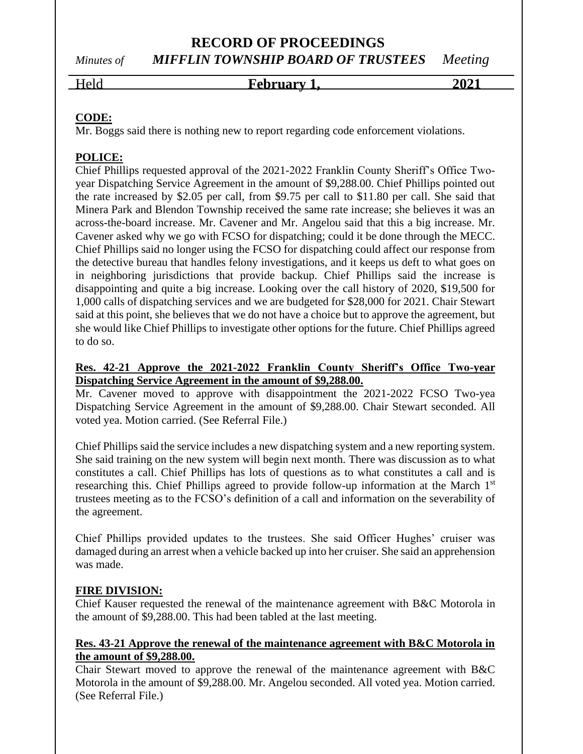**CODE:**
Mr. Boggs said there is nothing new to report regarding code enforcement violations.

**POLICE:**
Chief Phillips requested approval of the 2021-2022 Franklin County Sheriff's Office Two-year Dispatching Service Agreement in the amount of $9,288.00. Chief Phillips pointed out the rate increased by $2.05 per call, from $9.75 per call to $11.80 per call. She said that Minera Park and Blendon Township received the same rate increase; she believes it was an across-the-board increase. Mr. Cavener and Mr. Angelou said that this a big increase. Mr. Cavener asked why we go with FCSO for dispatching; could it be done through the MECC. Chief Phillips said no longer using the FCSO for dispatching could affect our response from the detective bureau that handles felony investigations, and it keeps us deft to what goes on in neighboring jurisdictions that provide backup. Chief Phillips said the increase is disappointing and quite a big increase. Looking over the call history of 2020, $19,500 for 1,000 calls of dispatching services and we are budgeted for $28,000 for 2021. Chair Stewart said at this point, she believes that we do not have a choice but to approve the agreement, but she would like Chief Phillips to investigate other options for the future. Chief Phillips agreed to do so.

**Res. 42-21 Approve the 2021-2022 Franklin County Sheriff's Office Two-year Dispatching Service Agreement in the amount of $9,288.00.**
Mr. Cavener moved to approve with disappointment the 2021-2022 FCSO Two-yea Dispatching Service Agreement in the amount of $9,288.00. Chair Stewart seconded. All voted yea. Motion carried. (See Referral File.)

Chief Phillips said the service includes a new dispatching system and a new reporting system. She said training on the new system will begin next month. There was discussion as to what constitutes a call. Chief Phillips has lots of questions as to what constitutes a call and is researching this. Chief Phillips agreed to provide follow-up information at the March 1st trustees meeting as to the FCSO's definition of a call and information on the severability of the agreement.

Chief Phillips provided updates to the trustees. She said Officer Hughes' cruiser was damaged during an arrest when a vehicle backed up into her cruiser. She said an apprehension was made.

**FIRE DIVISION:**
Chief Kauser requested the renewal of the maintenance agreement with B&C Motorola in the amount of $9,288.00. This had been tabled at the last meeting.

**Res. 43-21 Approve the renewal of the maintenance agreement with B&C Motorola in the amount of $9,288.00.**
Chair Stewart moved to approve the renewal of the maintenance agreement with B&C Motorola in the amount of $9,288.00. Mr. Angelou seconded. All voted yea. Motion carried. (See Referral File.)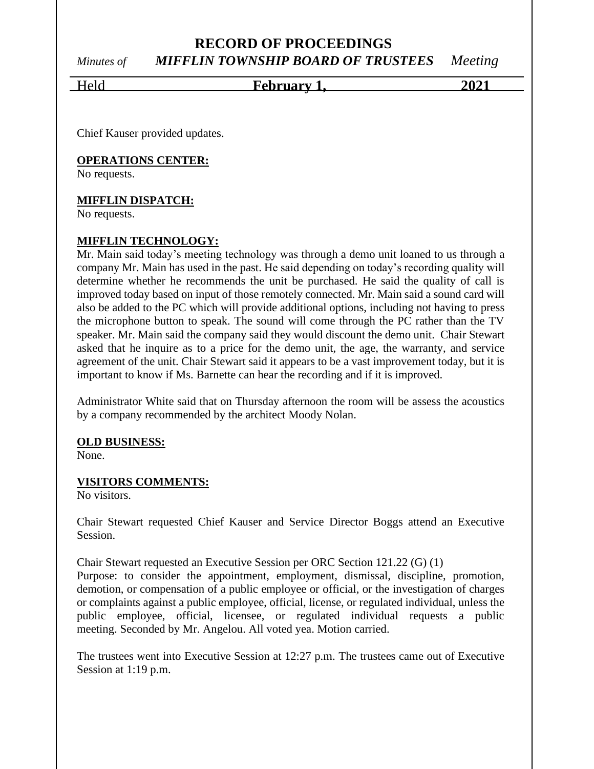Chief Kauser provided updates.

**OPERATIONS CENTER:**
No requests.

**MIFFLIN DISPATCH:**
No requests.

**MIFFLIN TECHNOLOGY:**
Mr. Main said today's meeting technology was through a demo unit loaned to us through a company Mr. Main has used in the past. He said depending on today's recording quality will determine whether he recommends the unit be purchased. He said the quality of call is improved today based on input of those remotely connected. Mr. Main said a sound card will also be added to the PC which will provide additional options, including not having to press the microphone button to speak. The sound will come through the PC rather than the TV speaker. Mr. Main said the company said they would discount the demo unit. Chair Stewart asked that he inquire as to a price for the demo unit, the age, the warranty, and service agreement of the unit. Chair Stewart said it appears to be a vast improvement today, but it is important to know if Ms. Barnette can hear the recording and if it is improved.

Administrator White said that on Thursday afternoon the room will be assess the acoustics by a company recommended by the architect Moody Nolan.

**OLD BUSINESS:**
None.

**VISITORS COMMENTS:**
No visitors.

Chair Stewart requested Chief Kauser and Service Director Boggs attend an Executive Session.

Chair Stewart requested an Executive Session per ORC Section 121.22 (G) (1)
Purpose: to consider the appointment, employment, dismissal, discipline, promotion, demotion, or compensation of a public employee or official, or the investigation of charges or complaints against a public employee, official, license, or regulated individual, unless the public employee, official, licensee, or regulated individual requests a public meeting. Seconded by Mr. Angelou. All voted yea. Motion carried.

The trustees went into Executive Session at 12:27 p.m. The trustees came out of Executive Session at 1:19 p.m.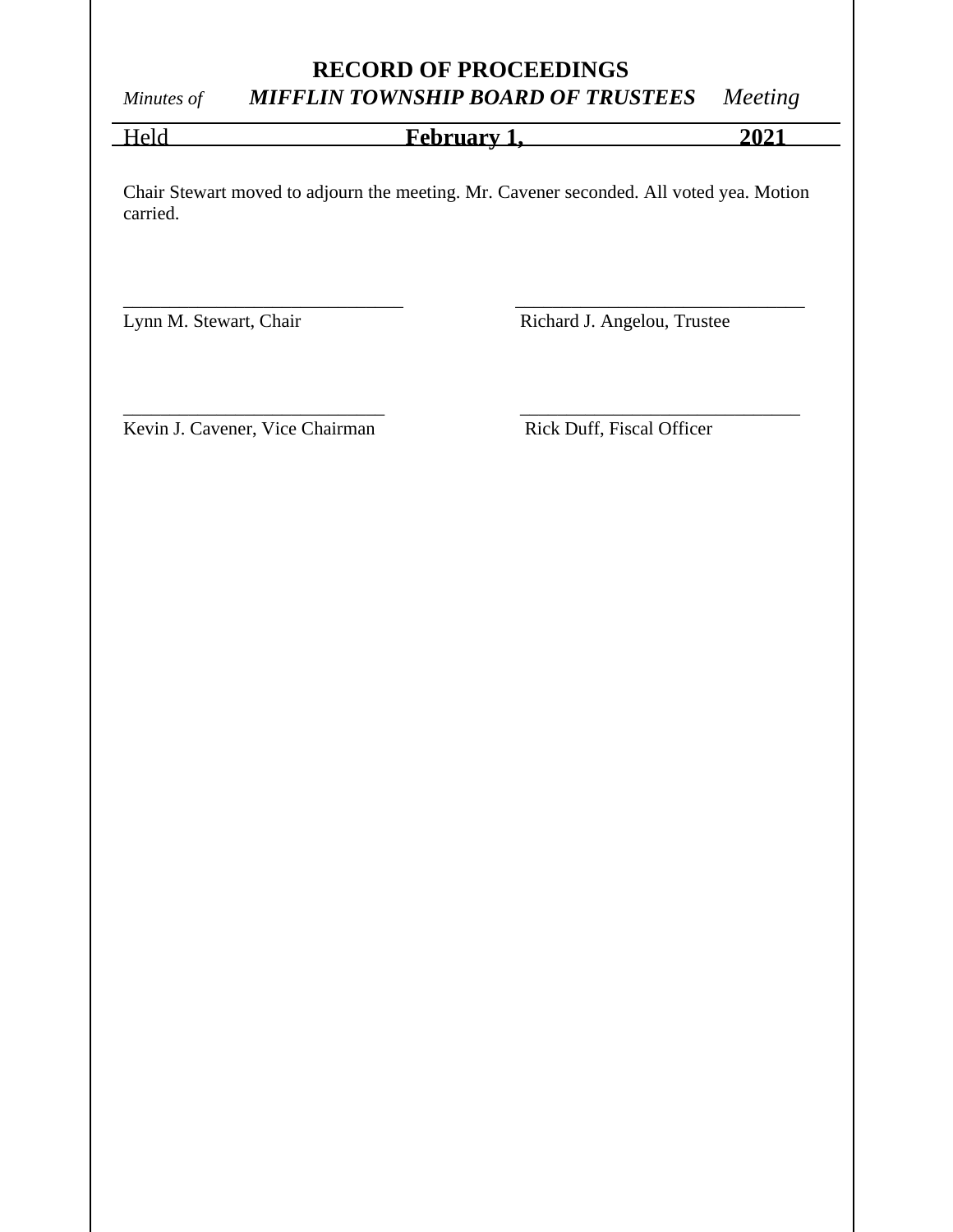Chair Stewart moved to adjourn the meeting. Mr. Cavener seconded. All voted yea. Motion carried.

| | |
|---|---|
| \_\_\_\_\_\_\_\_\_\_\_\_\_\_\_\_\_\_\_\_\_\_\_\_\_\_\_\_\_\_ | \_\_\_\_\_\_\_\_\_\_\_\_\_\_\_\_\_\_\_\_\_\_\_\_\_\_\_\_\_\_ |
| Lynn M. Stewart, Chair | Richard J. Angelou, Trustee |
| \_\_\_\_\_\_\_\_\_\_\_\_\_\_\_\_\_\_\_\_\_\_\_\_\_\_\_\_\_\_ | \_\_\_\_\_\_\_\_\_\_\_\_\_\_\_\_\_\_\_\_\_\_\_\_\_\_\_\_\_\_ |
| Kevin J. Cavener, Vice Chairman | Rick Duff, Fiscal Officer |